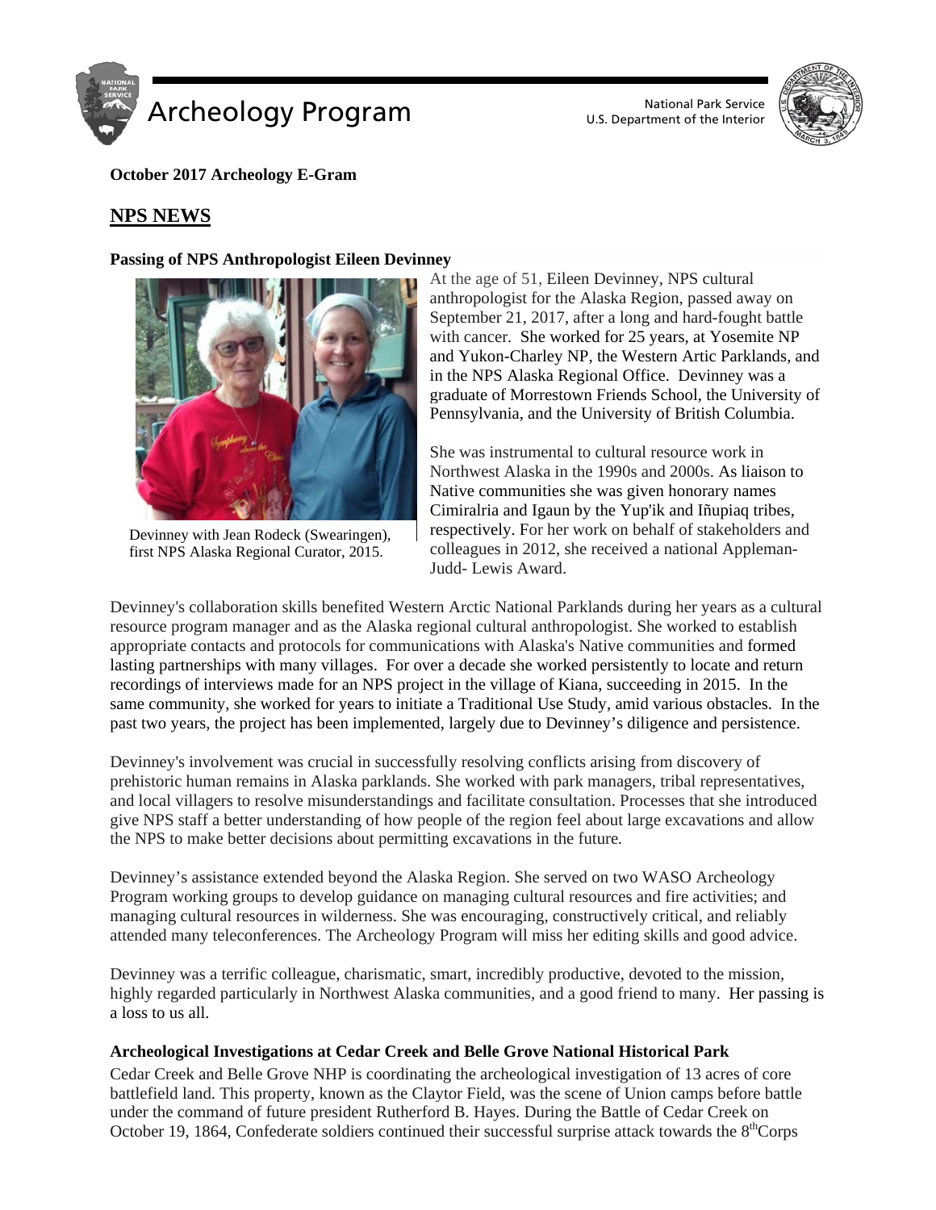**October 2017 Archeology E-Gram**

## NPS NEWS

### Passing of NPS Anthropologist Eileen Devinney

Devinney with Jean Rodeck (Swearingen), first NPS Alaska Regional Curator, 2015.

At the age of 51, Eileen Devinney, NPS cultural anthropologist for the Alaska Region, passed away on September 21, 2017, after a long and hard-fought battle with cancer. She worked for 25 years, at Yosemite NP and Yukon-Charley NP, the Western Artic Parklands, and in the NPS Alaska Regional Office. Devinney was a graduate of Morrestown Friends School, the University of Pennsylvania, and the University of British Columbia.

She was instrumental to cultural resource work in Northwest Alaska in the 1990s and 2000s. As liaison to Native communities she was given honorary names Cimiralria and Igaun by the Yup'ik and Iñupiaq tribes, respectively. For her work on behalf of stakeholders and colleagues in 2012, she received a national Appleman-Judd- Lewis Award.

Devinney's collaboration skills benefited Western Arctic National Parklands during her years as a cultural resource program manager and as the Alaska regional cultural anthropologist. She worked to establish appropriate contacts and protocols for communications with Alaska's Native communities and formed lasting partnerships with many villages. For over a decade she worked persistently to locate and return recordings of interviews made for an NPS project in the village of Kiana, succeeding in 2015. In the same community, she worked for years to initiate a Traditional Use Study, amid various obstacles. In the past two years, the project has been implemented, largely due to Devinney's diligence and persistence.

Devinney's involvement was crucial in successfully resolving conflicts arising from discovery of prehistoric human remains in Alaska parklands. She worked with park managers, tribal representatives, and local villagers to resolve misunderstandings and facilitate consultation. Processes that she introduced give NPS staff a better understanding of how people of the region feel about large excavations and allow the NPS to make better decisions about permitting excavations in the future.

Devinney's assistance extended beyond the Alaska Region. She served on two WASO Archeology Program working groups to develop guidance on managing cultural resources and fire activities; and managing cultural resources in wilderness. She was encouraging, constructively critical, and reliably attended many teleconferences. The Archeology Program will miss her editing skills and good advice.

Devinney was a terrific colleague, charismatic, smart, incredibly productive, devoted to the mission, highly regarded particularly in Northwest Alaska communities, and a good friend to many. Her passing is a loss to us all.

### Archeological Investigations at Cedar Creek and Belle Grove National Historical Park

Cedar Creek and Belle Grove NHP is coordinating the archeological investigation of 13 acres of core battlefield land. This property, known as the Claytor Field, was the scene of Union camps before battle under the command of future president Rutherford B. Hayes. During the Battle of Cedar Creek on October 19, 1864, Confederate soldiers continued their successful surprise attack towards the 8th Corps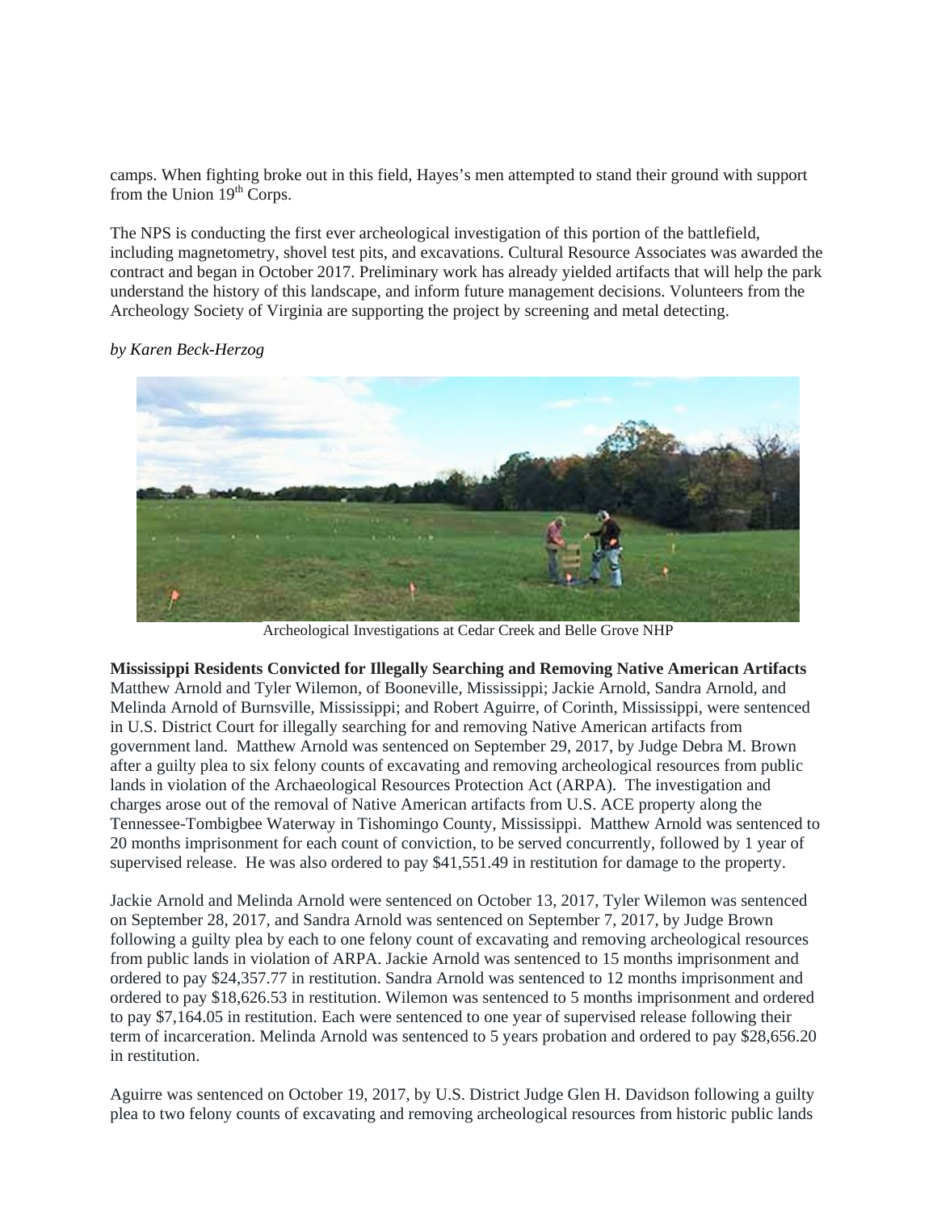camps. When fighting broke out in this field, Hayes's men attempted to stand their ground with support from the Union 19th Corps.

The NPS is conducting the first ever archeological investigation of this portion of the battlefield, including magnetometry, shovel test pits, and excavations. Cultural Resource Associates was awarded the contract and began in October 2017. Preliminary work has already yielded artifacts that will help the park understand the history of this landscape, and inform future management decisions. Volunteers from the Archeology Society of Virginia are supporting the project by screening and metal detecting.

*by Karen Beck-Herzog*

Archeological Investigations at Cedar Creek and Belle Grove NHP

**Mississippi Residents Convicted for Illegally Searching and Removing Native American Artifacts**
Matthew Arnold and Tyler Wilemon, of Booneville, Mississippi; Jackie Arnold, Sandra Arnold, and Melinda Arnold of Burnsville, Mississippi; and Robert Aguirre, of Corinth, Mississippi, were sentenced in U.S. District Court for illegally searching for and removing Native American artifacts from government land. Matthew Arnold was sentenced on September 29, 2017, by Judge Debra M. Brown after a guilty plea to six felony counts of excavating and removing archeological resources from public lands in violation of the Archaeological Resources Protection Act (ARPA). The investigation and charges arose out of the removal of Native American artifacts from U.S. ACE property along the Tennessee-Tombigbee Waterway in Tishomingo County, Mississippi. Matthew Arnold was sentenced to 20 months imprisonment for each count of conviction, to be served concurrently, followed by 1 year of supervised release. He was also ordered to pay $41,551.49 in restitution for damage to the property.

Jackie Arnold and Melinda Arnold were sentenced on October 13, 2017, Tyler Wilemon was sentenced on September 28, 2017, and Sandra Arnold was sentenced on September 7, 2017, by Judge Brown following a guilty plea by each to one felony count of excavating and removing archeological resources from public lands in violation of ARPA. Jackie Arnold was sentenced to 15 months imprisonment and ordered to pay $24,357.77 in restitution. Sandra Arnold was sentenced to 12 months imprisonment and ordered to pay $18,626.53 in restitution. Wilemon was sentenced to 5 months imprisonment and ordered to pay $7,164.05 in restitution. Each were sentenced to one year of supervised release following their term of incarceration. Melinda Arnold was sentenced to 5 years probation and ordered to pay $28,656.20 in restitution.

Aguirre was sentenced on October 19, 2017, by U.S. District Judge Glen H. Davidson following a guilty plea to two felony counts of excavating and removing archeological resources from historic public lands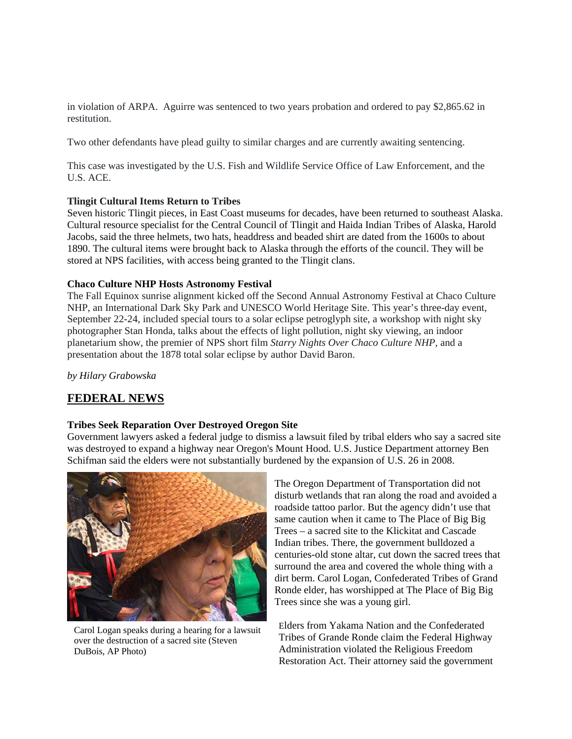in violation of ARPA. Aguirre was sentenced to two years probation and ordered to pay $2,865.62 in restitution.

Two other defendants have plead guilty to similar charges and are currently awaiting sentencing.

This case was investigated by the U.S. Fish and Wildlife Service Office of Law Enforcement, and the U.S. ACE.

**Tlingit Cultural Items Return to Tribes**

Seven historic Tlingit pieces, in East Coast museums for decades, have been returned to southeast Alaska. Cultural resource specialist for the Central Council of Tlingit and Haida Indian Tribes of Alaska, Harold Jacobs, said the three helmets, two hats, headdress and beaded shirt are dated from the 1600s to about 1890. The cultural items were brought back to Alaska through the efforts of the council. They will be stored at NPS facilities, with access being granted to the Tlingit clans.

**Chaco Culture NHP Hosts Astronomy Festival**

The Fall Equinox sunrise alignment kicked off the Second Annual Astronomy Festival at Chaco Culture NHP, an International Dark Sky Park and UNESCO World Heritage Site. This year's three-day event, September 22-24, included special tours to a solar eclipse petroglyph site, a workshop with night sky photographer Stan Honda, talks about the effects of light pollution, night sky viewing, an indoor planetarium show, the premier of NPS short film *Starry Nights Over Chaco Culture NHP*, and a presentation about the 1878 total solar eclipse by author David Baron.

*by Hilary Grabowska*

## FEDERAL NEWS

**Tribes Seek Reparation Over Destroyed Oregon Site**

Government lawyers asked a federal judge to dismiss a lawsuit filed by tribal elders who say a sacred site was destroyed to expand a highway near Oregon's Mount Hood. U.S. Justice Department attorney Ben Schifman said the elders were not substantially burdened by the expansion of U.S. 26 in 2008.

Carol Logan speaks during a hearing for a lawsuit over the destruction of a sacred site (Steven DuBois, AP Photo)

The Oregon Department of Transportation did not disturb wetlands that ran along the road and avoided a roadside tattoo parlor. But the agency didn't use that same caution when it came to The Place of Big Big Trees – a sacred site to the Klickitat and Cascade Indian tribes. There, the government bulldozed a centuries-old stone altar, cut down the sacred trees that surround the area and covered the whole thing with a dirt berm. Carol Logan, Confederated Tribes of Grand Ronde elder, has worshipped at The Place of Big Big Trees since she was a young girl.

Elders from Yakama Nation and the Confederated Tribes of Grande Ronde claim the Federal Highway Administration violated the Religious Freedom Restoration Act. Their attorney said the government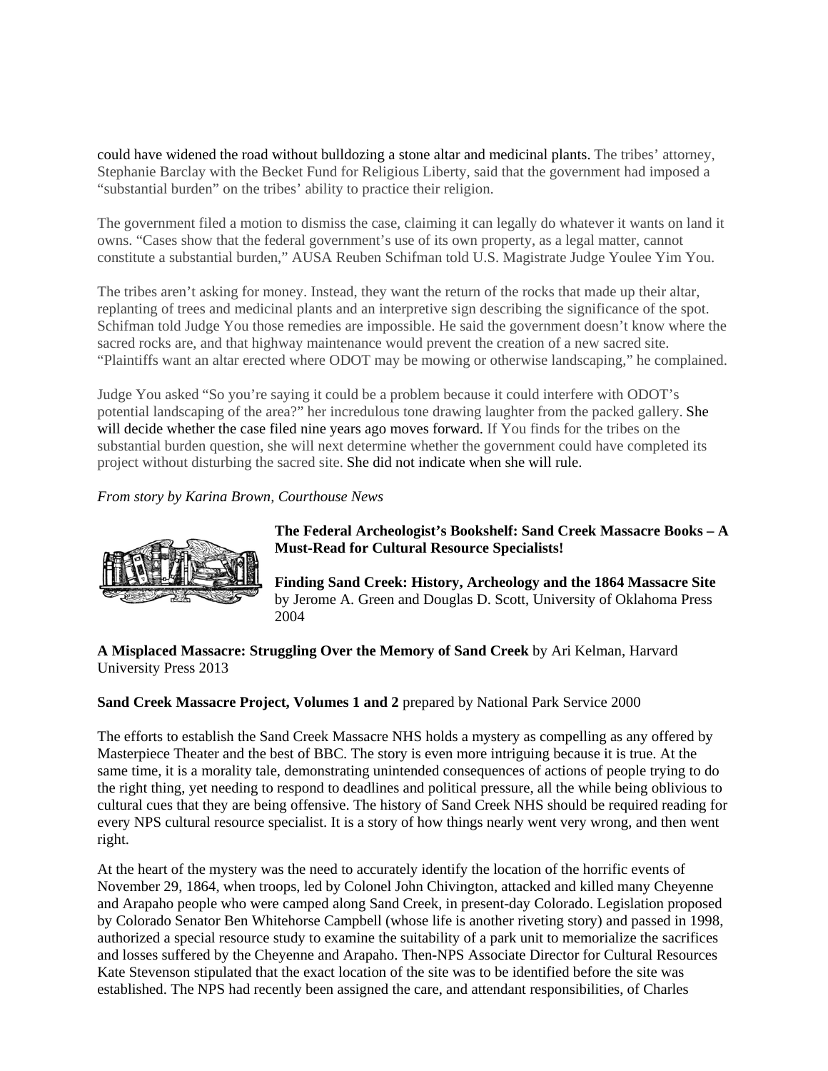could have widened the road without bulldozing a stone altar and medicinal plants. The tribes' attorney, Stephanie Barclay with the Becket Fund for Religious Liberty, said that the government had imposed a "substantial burden" on the tribes' ability to practice their religion.

The government filed a motion to dismiss the case, claiming it can legally do whatever it wants on land it owns. "Cases show that the federal government's use of its own property, as a legal matter, cannot constitute a substantial burden," AUSA Reuben Schifman told U.S. Magistrate Judge Youlee Yim You.

The tribes aren't asking for money. Instead, they want the return of the rocks that made up their altar, replanting of trees and medicinal plants and an interpretive sign describing the significance of the spot. Schifman told Judge You those remedies are impossible. He said the government doesn't know where the sacred rocks are, and that highway maintenance would prevent the creation of a new sacred site. "Plaintiffs want an altar erected where ODOT may be mowing or otherwise landscaping," he complained.

Judge You asked "So you're saying it could be a problem because it could interfere with ODOT's potential landscaping of the area?" her incredulous tone drawing laughter from the packed gallery. She will decide whether the case filed nine years ago moves forward. If You finds for the tribes on the substantial burden question, she will next determine whether the government could have completed its project without disturbing the sacred site. She did not indicate when she will rule.

*From story by Karina Brown, Courthouse News*

**The Federal Archeologist's Bookshelf: Sand Creek Massacre Books – A Must-Read for Cultural Resource Specialists!**

**Finding Sand Creek: History, Archeology and the 1864 Massacre Site** by Jerome A. Green and Douglas D. Scott, University of Oklahoma Press 2004

**A Misplaced Massacre: Struggling Over the Memory of Sand Creek** by Ari Kelman, Harvard University Press 2013

**Sand Creek Massacre Project, Volumes 1 and 2** prepared by National Park Service 2000

The efforts to establish the Sand Creek Massacre NHS holds a mystery as compelling as any offered by Masterpiece Theater and the best of BBC. The story is even more intriguing because it is true. At the same time, it is a morality tale, demonstrating unintended consequences of actions of people trying to do the right thing, yet needing to respond to deadlines and political pressure, all the while being oblivious to cultural cues that they are being offensive. The history of Sand Creek NHS should be required reading for every NPS cultural resource specialist. It is a story of how things nearly went very wrong, and then went right.

At the heart of the mystery was the need to accurately identify the location of the horrific events of November 29, 1864, when troops, led by Colonel John Chivington, attacked and killed many Cheyenne and Arapaho people who were camped along Sand Creek, in present-day Colorado. Legislation proposed by Colorado Senator Ben Whitehorse Campbell (whose life is another riveting story) and passed in 1998, authorized a special resource study to examine the suitability of a park unit to memorialize the sacrifices and losses suffered by the Cheyenne and Arapaho. Then-NPS Associate Director for Cultural Resources Kate Stevenson stipulated that the exact location of the site was to be identified before the site was established. The NPS had recently been assigned the care, and attendant responsibilities, of Charles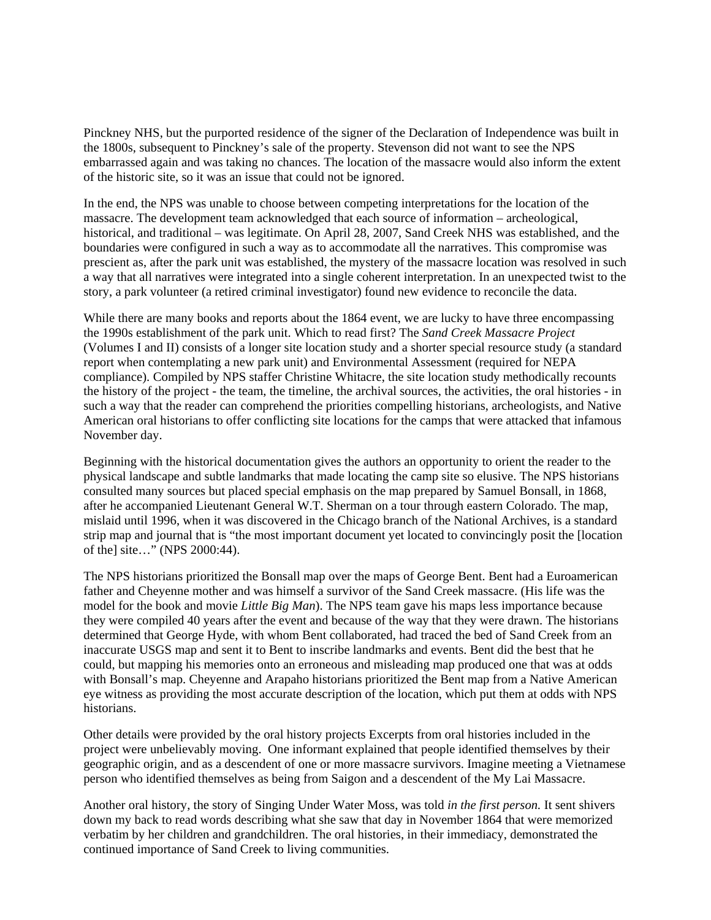Pinckney NHS, but the purported residence of the signer of the Declaration of Independence was built in the 1800s, subsequent to Pinckney's sale of the property. Stevenson did not want to see the NPS embarrassed again and was taking no chances. The location of the massacre would also inform the extent of the historic site, so it was an issue that could not be ignored.

In the end, the NPS was unable to choose between competing interpretations for the location of the massacre. The development team acknowledged that each source of information – archeological, historical, and traditional – was legitimate. On April 28, 2007, Sand Creek NHS was established, and the boundaries were configured in such a way as to accommodate all the narratives. This compromise was prescient as, after the park unit was established, the mystery of the massacre location was resolved in such a way that all narratives were integrated into a single coherent interpretation. In an unexpected twist to the story, a park volunteer (a retired criminal investigator) found new evidence to reconcile the data.

While there are many books and reports about the 1864 event, we are lucky to have three encompassing the 1990s establishment of the park unit. Which to read first? The *Sand Creek Massacre Project* (Volumes I and II) consists of a longer site location study and a shorter special resource study (a standard report when contemplating a new park unit) and Environmental Assessment (required for NEPA compliance). Compiled by NPS staffer Christine Whitacre, the site location study methodically recounts the history of the project - the team, the timeline, the archival sources, the activities, the oral histories - in such a way that the reader can comprehend the priorities compelling historians, archeologists, and Native American oral historians to offer conflicting site locations for the camps that were attacked that infamous November day.

Beginning with the historical documentation gives the authors an opportunity to orient the reader to the physical landscape and subtle landmarks that made locating the camp site so elusive. The NPS historians consulted many sources but placed special emphasis on the map prepared by Samuel Bonsall, in 1868, after he accompanied Lieutenant General W.T. Sherman on a tour through eastern Colorado. The map, mislaid until 1996, when it was discovered in the Chicago branch of the National Archives, is a standard strip map and journal that is "the most important document yet located to convincingly posit the [location of the] site…" (NPS 2000:44).

The NPS historians prioritized the Bonsall map over the maps of George Bent. Bent had a Euroamerican father and Cheyenne mother and was himself a survivor of the Sand Creek massacre. (His life was the model for the book and movie *Little Big Man*). The NPS team gave his maps less importance because they were compiled 40 years after the event and because of the way that they were drawn. The historians determined that George Hyde, with whom Bent collaborated, had traced the bed of Sand Creek from an inaccurate USGS map and sent it to Bent to inscribe landmarks and events. Bent did the best that he could, but mapping his memories onto an erroneous and misleading map produced one that was at odds with Bonsall's map. Cheyenne and Arapaho historians prioritized the Bent map from a Native American eye witness as providing the most accurate description of the location, which put them at odds with NPS historians.

Other details were provided by the oral history projects Excerpts from oral histories included in the project were unbelievably moving. One informant explained that people identified themselves by their geographic origin, and as a descendent of one or more massacre survivors. Imagine meeting a Vietnamese person who identified themselves as being from Saigon and a descendent of the My Lai Massacre.

Another oral history, the story of Singing Under Water Moss, was told *in the first person.* It sent shivers down my back to read words describing what she saw that day in November 1864 that were memorized verbatim by her children and grandchildren. The oral histories, in their immediacy, demonstrated the continued importance of Sand Creek to living communities.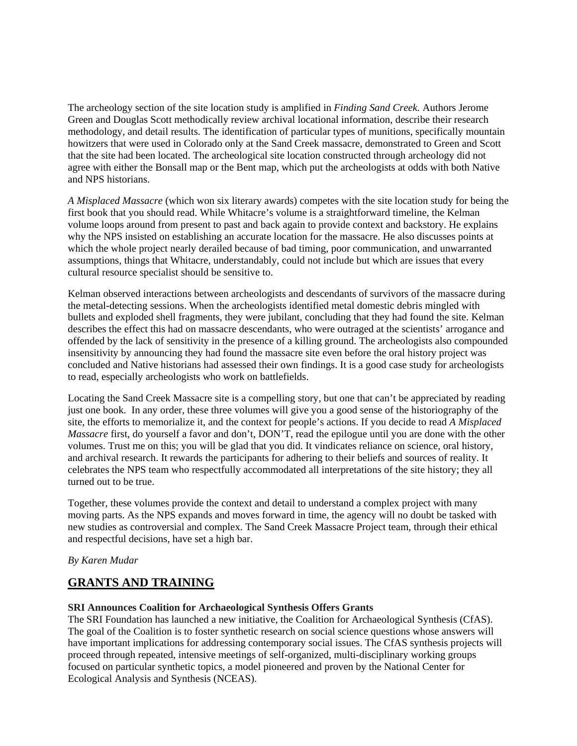The archeology section of the site location study is amplified in *Finding Sand Creek.* Authors Jerome Green and Douglas Scott methodically review archival locational information, describe their research methodology, and detail results. The identification of particular types of munitions, specifically mountain howitzers that were used in Colorado only at the Sand Creek massacre, demonstrated to Green and Scott that the site had been located. The archeological site location constructed through archeology did not agree with either the Bonsall map or the Bent map, which put the archeologists at odds with both Native and NPS historians.

*A Misplaced Massacre* (which won six literary awards) competes with the site location study for being the first book that you should read. While Whitacre's volume is a straightforward timeline, the Kelman volume loops around from present to past and back again to provide context and backstory. He explains why the NPS insisted on establishing an accurate location for the massacre. He also discusses points at which the whole project nearly derailed because of bad timing, poor communication, and unwarranted assumptions, things that Whitacre, understandably, could not include but which are issues that every cultural resource specialist should be sensitive to.

Kelman observed interactions between archeologists and descendants of survivors of the massacre during the metal-detecting sessions. When the archeologists identified metal domestic debris mingled with bullets and exploded shell fragments, they were jubilant, concluding that they had found the site. Kelman describes the effect this had on massacre descendants, who were outraged at the scientists' arrogance and offended by the lack of sensitivity in the presence of a killing ground. The archeologists also compounded insensitivity by announcing they had found the massacre site even before the oral history project was concluded and Native historians had assessed their own findings. It is a good case study for archeologists to read, especially archeologists who work on battlefields.

Locating the Sand Creek Massacre site is a compelling story, but one that can't be appreciated by reading just one book. In any order, these three volumes will give you a good sense of the historiography of the site, the efforts to memorialize it, and the context for people's actions. If you decide to read *A Misplaced Massacre* first, do yourself a favor and don't, DON'T, read the epilogue until you are done with the other volumes. Trust me on this; you will be glad that you did. It vindicates reliance on science, oral history, and archival research. It rewards the participants for adhering to their beliefs and sources of reality. It celebrates the NPS team who respectfully accommodated all interpretations of the site history; they all turned out to be true.

Together, these volumes provide the context and detail to understand a complex project with many moving parts. As the NPS expands and moves forward in time, the agency will no doubt be tasked with new studies as controversial and complex. The Sand Creek Massacre Project team, through their ethical and respectful decisions, have set a high bar.

*By Karen Mudar*

## GRANTS AND TRAINING

**SRI Announces Coalition for Archaeological Synthesis Offers Grants**

The SRI Foundation has launched a new initiative, the Coalition for Archaeological Synthesis (CfAS). The goal of the Coalition is to foster synthetic research on social science questions whose answers will have important implications for addressing contemporary social issues. The CfAS synthesis projects will proceed through repeated, intensive meetings of self-organized, multi-disciplinary working groups focused on particular synthetic topics, a model pioneered and proven by the National Center for Ecological Analysis and Synthesis (NCEAS).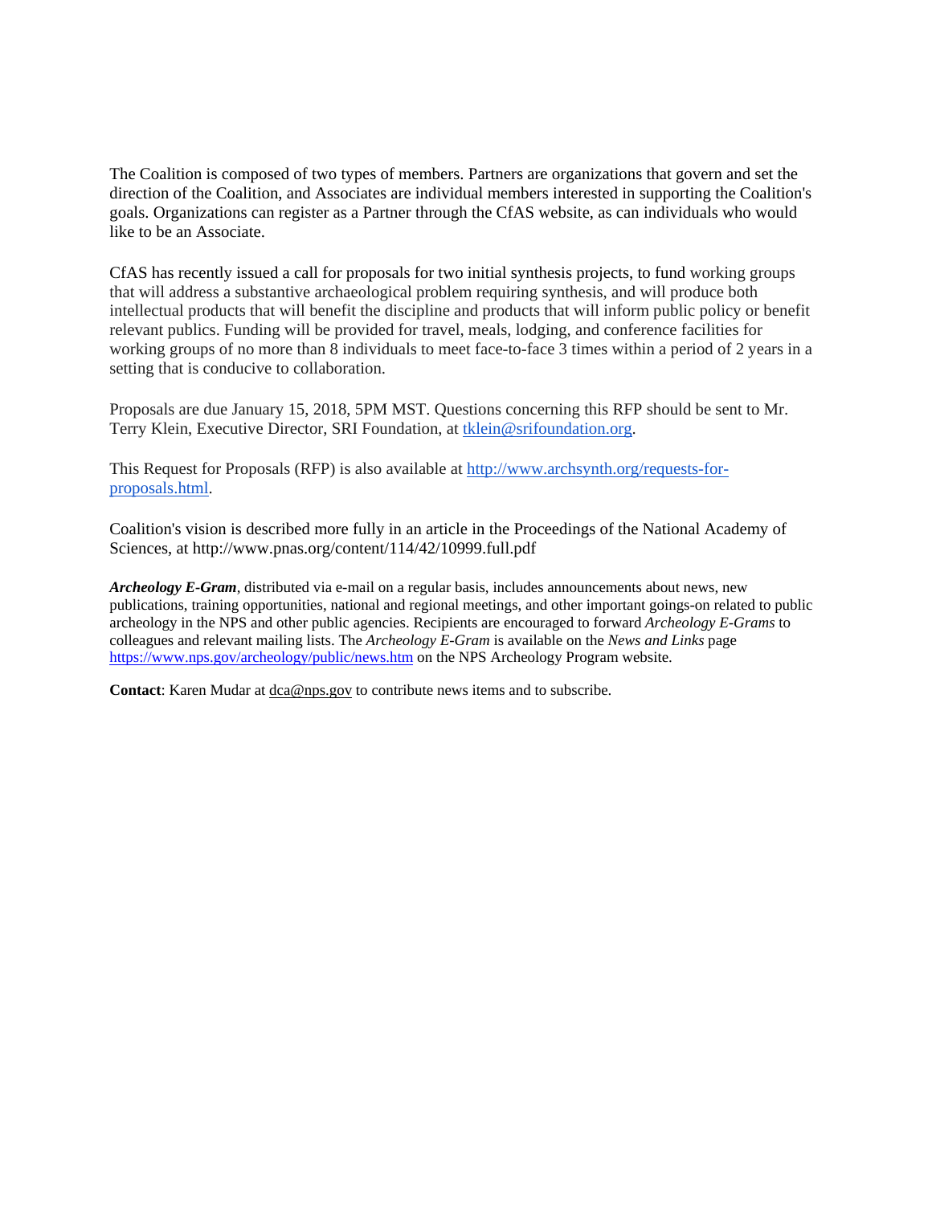The Coalition is composed of two types of members. Partners are organizations that govern and set the direction of the Coalition, and Associates are individual members interested in supporting the Coalition's goals. Organizations can register as a Partner through the CfAS website, as can individuals who would like to be an Associate.

CfAS has recently issued a call for proposals for two initial synthesis projects, to fund working groups that will address a substantive archaeological problem requiring synthesis, and will produce both intellectual products that will benefit the discipline and products that will inform public policy or benefit relevant publics. Funding will be provided for travel, meals, lodging, and conference facilities for working groups of no more than 8 individuals to meet face-to-face 3 times within a period of 2 years in a setting that is conducive to collaboration.

Proposals are due January 15, 2018, 5PM MST. Questions concerning this RFP should be sent to Mr. Terry Klein, Executive Director, SRI Foundation, at [tklein@srifoundation.org](mailto:tklein@srifoundation.org).

This Request for Proposals (RFP) is also available at [http://www.archsynth.org/requests-for-proposals.html](http://www.archsynth.org/requests-for-proposals.html).

Coalition's vision is described more fully in an article in the Proceedings of the National Academy of Sciences, at http://www.pnas.org/content/114/42/10999.full.pdf

***Archeology E-Gram***, distributed via e-mail on a regular basis, includes announcements about news, new publications, training opportunities, national and regional meetings, and other important goings-on related to public archeology in the NPS and other public agencies. Recipients are encouraged to forward *Archeology E-Grams* to colleagues and relevant mailing lists. The *Archeology E-Gram* is available on the *News and Links* page [https://www.nps.gov/archeology/public/news.htm](https://www.nps.gov/archeology/public/news.htm) on the NPS Archeology Program website.

**Contact**: Karen Mudar at [dca@nps.gov](mailto:dca@nps.gov) to contribute news items and to subscribe.